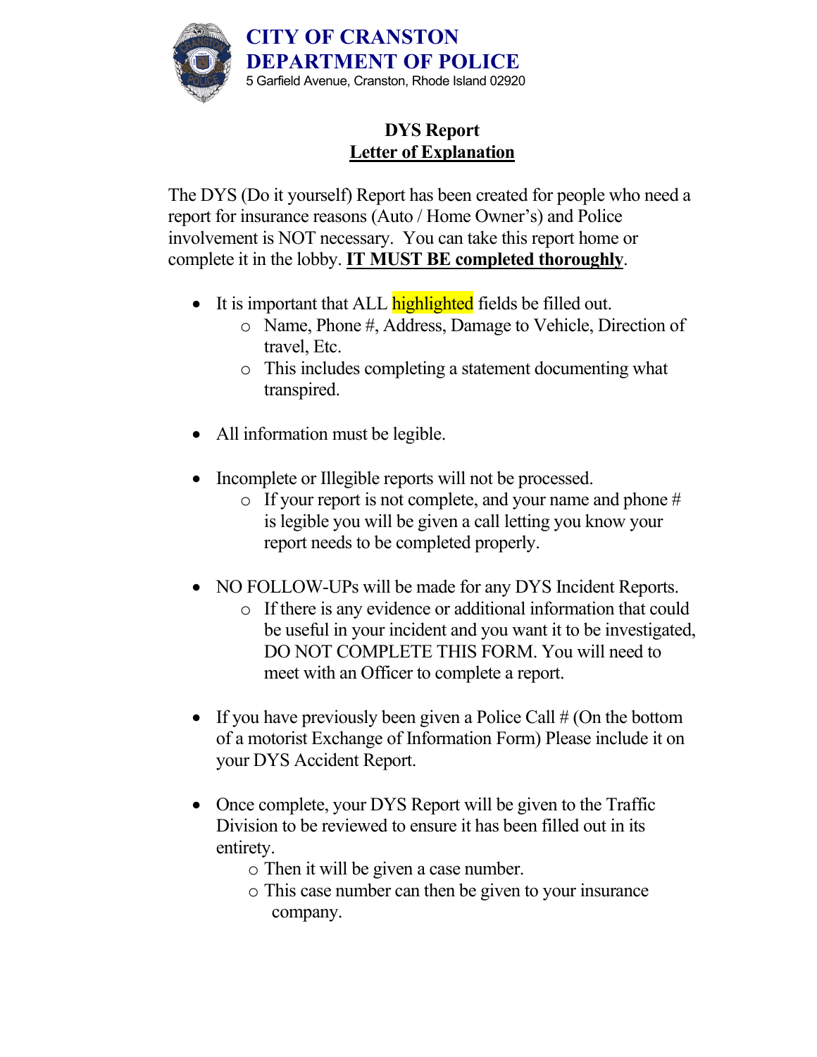# CITY OF CRANSTON
# DEPARTMENT OF POLICE

5 Garfield Avenue, Cranston, Rhode Island 02920

## DYS Report
## Letter of Explanation

The DYS (Do it yourself) Report has been created for people who need a report for insurance reasons (Auto / Home Owner's) and Police involvement is NOT necessary. You can take this report home or complete it in the lobby. **IT MUST BE completed thoroughly**.

- It is important that ALL highlighted fields be filled out.
  - Name, Phone #, Address, Damage to Vehicle, Direction of travel, Etc.
  - This includes completing a statement documenting what transpired.

- All information must be legible.

- Incomplete or Illegible reports will not be processed.
  - If your report is not complete, and your name and phone # is legible you will be given a call letting you know your report needs to be completed properly.

- NO FOLLOW-UPs will be made for any DYS Incident Reports.
  - If there is any evidence or additional information that could be useful in your incident and you want it to be investigated, DO NOT COMPLETE THIS FORM. You will need to meet with an Officer to complete a report.

- If you have previously been given a Police Call # (On the bottom of a motorist Exchange of Information Form) Please include it on your DYS Accident Report.

- Once complete, your DYS Report will be given to the Traffic Division to be reviewed to ensure it has been filled out in its entirety.
  - Then it will be given a case number.
  - This case number can then be given to your insurance company.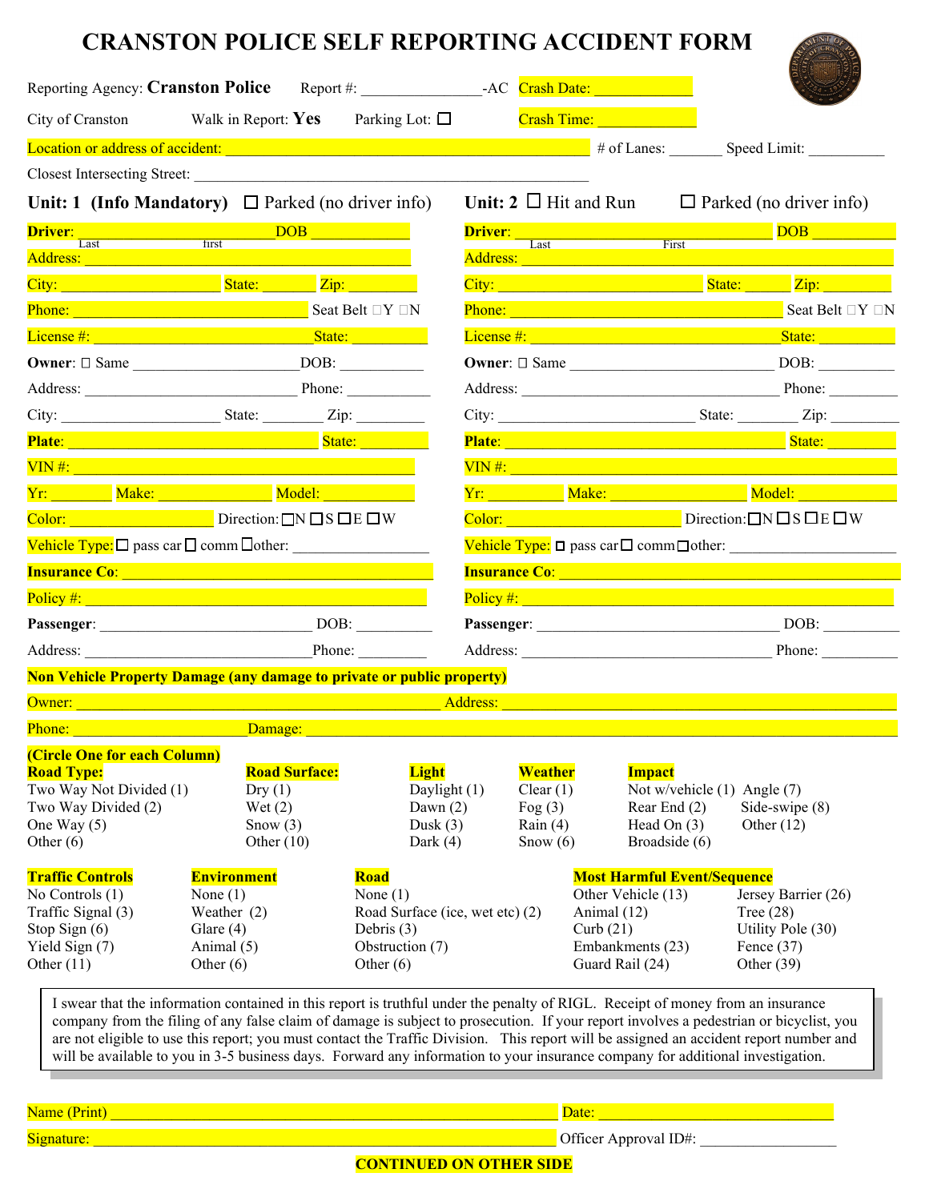# CRANSTON POLICE SELF REPORTING ACCIDENT FORM

Reporting Agency: **Cranston Police** Report #: _______________-AC Crash Date: ____________

City of Cranston Walk in Report: **Yes** Parking Lot: ☐ Crash Time: ____________

Location or address of accident: ________________________________________ # of Lanes: _______ Speed Limit: __________

Closest Intersecting Street: ________________________________________

## Unit: 1 (Info Mandatory) ☐ Parked (no driver info)

**Driver**: ______________________ (Last) ______________________ (first) DOB ____________

Address: ________________________________________

City: __________________ State: ________ Zip: _________

Phone: ______________________ Seat Belt ☐Y ☐N

License #: ______________________ State: __________

**Owner**: ☐ Same ______________________ DOB: __________

Address: ______________________ Phone: __________

City: __________________ State: ________ Zip: _________

**Plate**: ______________________ State: __________

VIN #: ________________________________________

Yr: _______ Make: ______________ Model: ____________

Color: ______________ Direction: ☐N ☐S ☐E ☐W

Vehicle Type: ☐ pass car ☐ comm ☐other: ________________

**Insurance Co**: ________________________________________

Policy #: ________________________________________

**Passenger**: ______________________ DOB: __________

Address: ______________________ Phone: __________

## Unit: 2 ☐ Hit and Run ☐ Parked (no driver info)

**Driver**: ______________________ (Last) ______________________ (First) DOB ____________

Address: ________________________________________

City: __________________ State: ________ Zip: _________

Phone: ______________________ Seat Belt ☐Y ☐N

License #: ______________________ State: __________

**Owner**: ☐ Same ______________________ DOB: __________

Address: ______________________ Phone: __________

City: __________________ State: ________ Zip: _________

**Plate**: ______________________ State: __________

VIN #: ________________________________________

Yr: _______ Make: ______________ Model: ____________

Color: ______________ Direction: ☐N ☐S ☐E ☐W

Vehicle Type: ☐ pass car ☐ comm ☐other: ________________

**Insurance Co**: ________________________________________

Policy #: ________________________________________

**Passenger**: ______________________ DOB: __________

Address: ______________________ Phone: __________

## Non Vehicle Property Damage (any damage to private or public property)

Owner: ______________________ Address: ______________________

Phone: ______________________ Damage: ______________________

**(Circle One for each Column)**

| Road Type: | Road Surface: | Light | Weather | Impact | |
|---|---|---|---|---|---|
| Two Way Not Divided (1) | Dry (1) | Daylight (1) | Clear (1) | Not w/vehicle (1) | Angle (7) |
| Two Way Divided (2) | Wet (2) | Dawn (2) | Fog (3) | Rear End (2) | Side-swipe (8) |
| One Way (5) | Snow (3) | Dusk (3) | Rain (4) | Head On (3) | Other (12) |
| Other (6) | Other (10) | Dark (4) | Snow (6) | Broadside (6) | |

| Traffic Controls | Environment | Road | Most Harmful Event/Sequence | |
|---|---|---|---|---|
| No Controls (1) | None (1) | None (1) | Other Vehicle (13) | Jersey Barrier (26) |
| Traffic Signal (3) | Weather (2) | Road Surface (ice, wet etc) (2) | Animal (12) | Tree (28) |
| Stop Sign (6) | Glare (4) | Debris (3) | Curb (21) | Utility Pole (30) |
| Yield Sign (7) | Animal (5) | Obstruction (7) | Embankments (23) | Fence (37) |
| Other (11) | Other (6) | Other (6) | Guard Rail (24) | Other (39) |

I swear that the information contained in this report is truthful under the penalty of RIGL. Receipt of money from an insurance company from the filing of any false claim of damage is subject to prosecution. If your report involves a pedestrian or bicyclist, you are not eligible to use this report; you must contact the Traffic Division. This report will be assigned an accident report number and will be available to you in 3-5 business days. Forward any information to your insurance company for additional investigation.

Name (Print) ________________________________________ Date: ______________________

Signature: ________________________________________ Officer Approval ID#: ______________

**CONTINUED ON OTHER SIDE**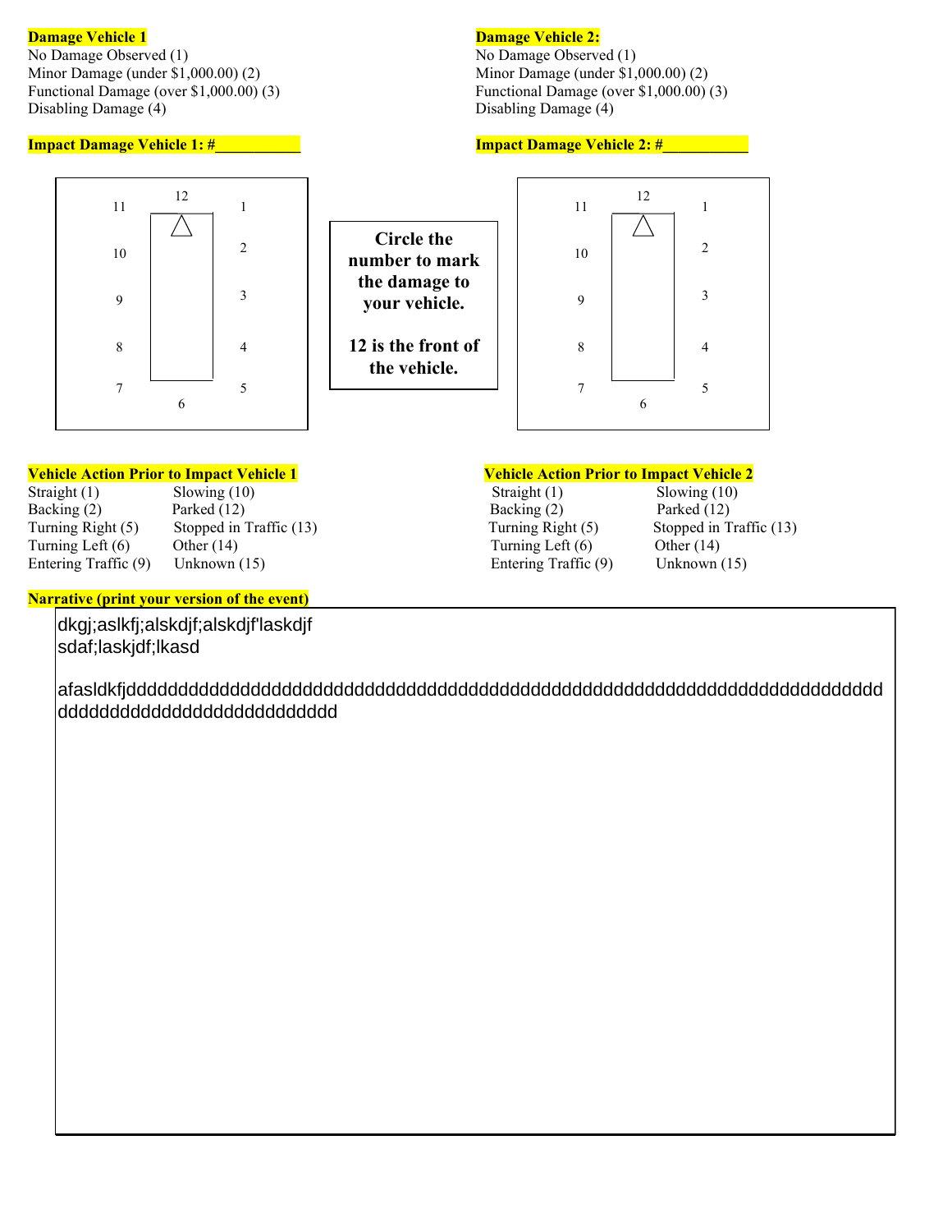**Damage Vehicle 1**

No Damage Observed (1)
Minor Damage (under $1,000.00) (2)
Functional Damage (over $1,000.00) (3)
Disabling Damage (4)

**Impact Damage Vehicle 1: #__________**

12
11 1
10 2
9 3
8 4
7 5
6

**Damage Vehicle 2:**

No Damage Observed (1)
Minor Damage (under $1,000.00) (2)
Functional Damage (over $1,000.00) (3)
Disabling Damage (4)

**Impact Damage Vehicle 2: #__________**

12
11 1
10 2
9 3
8 4
7 5
6

**Circle the number to mark the damage to your vehicle.**

**12 is the front of the vehicle.**

**Vehicle Action Prior to Impact Vehicle 1**

| | |
|---|---|
| Straight (1) | Slowing (10) |
| Backing (2) | Parked (12) |
| Turning Right (5) | Stopped in Traffic (13) |
| Turning Left (6) | Other (14) |
| Entering Traffic (9) | Unknown (15) |

**Vehicle Action Prior to Impact Vehicle 2**

| | |
|---|---|
| Straight (1) | Slowing (10) |
| Backing (2) | Parked (12) |
| Turning Right (5) | Stopped in Traffic (13) |
| Turning Left (6) | Other (14) |
| Entering Traffic (9) | Unknown (15) |

**Narrative (print your version of the event)**

dkgj;aslkfj;alskdjf;alskdjf'laskdjf
sdaf;laskjdf;lkasd

afasldkfjddddddddddddddddddddddddddddddddddddddddddddddddddddddddddddddddddd ddddddddddddddddddddddddd